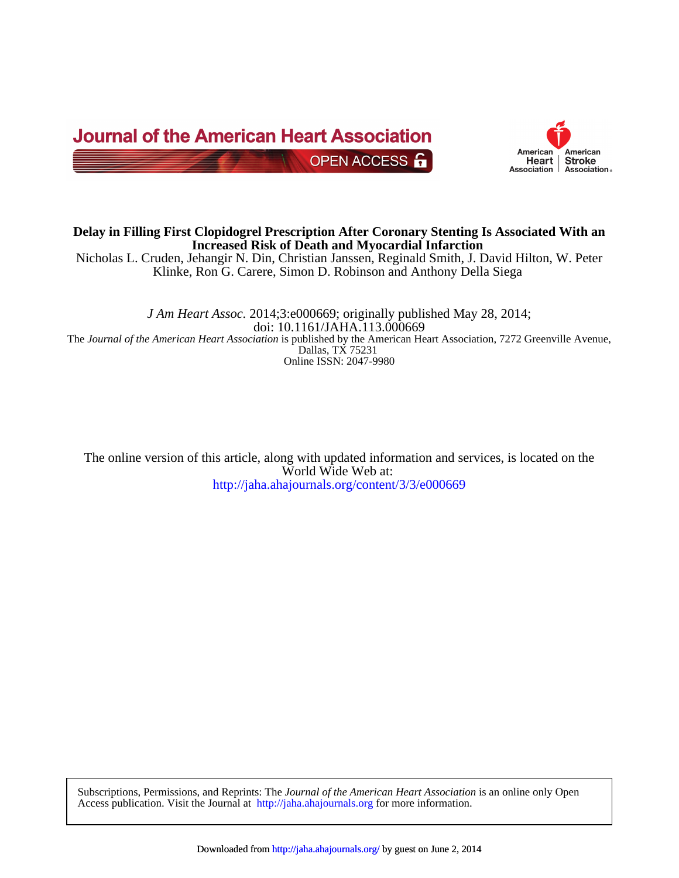Journal of the American Heart Association

OPEN ACCESS

# Delay in Filling First Clopidogrel Prescription After Coronary Stenting Is Associated With an Increased Risk of Death and Myocardial Infarction

Nicholas L. Cruden, Jehangir N. Din, Christian Janssen, Reginald Smith, J. David Hilton, W. Peter Klinke, Ron G. Carere, Simon D. Robinson and Anthony Della Siega

*J Am Heart Assoc.* 2014;3:e000669; originally published May 28, 2014;
doi: 10.1161/JAHA.113.000669

The *Journal of the American Heart Association* is published by the American Heart Association, 7272 Greenville Avenue, Dallas, TX 75231

Online ISSN: 2047-9980

The online version of this article, along with updated information and services, is located on the World Wide Web at:
http://jaha.ahajournals.org/content/3/3/e000669

Subscriptions, Permissions, and Reprints: The *Journal of the American Heart Association* is an online only Open Access publication. Visit the Journal at http://jaha.ahajournals.org for more information.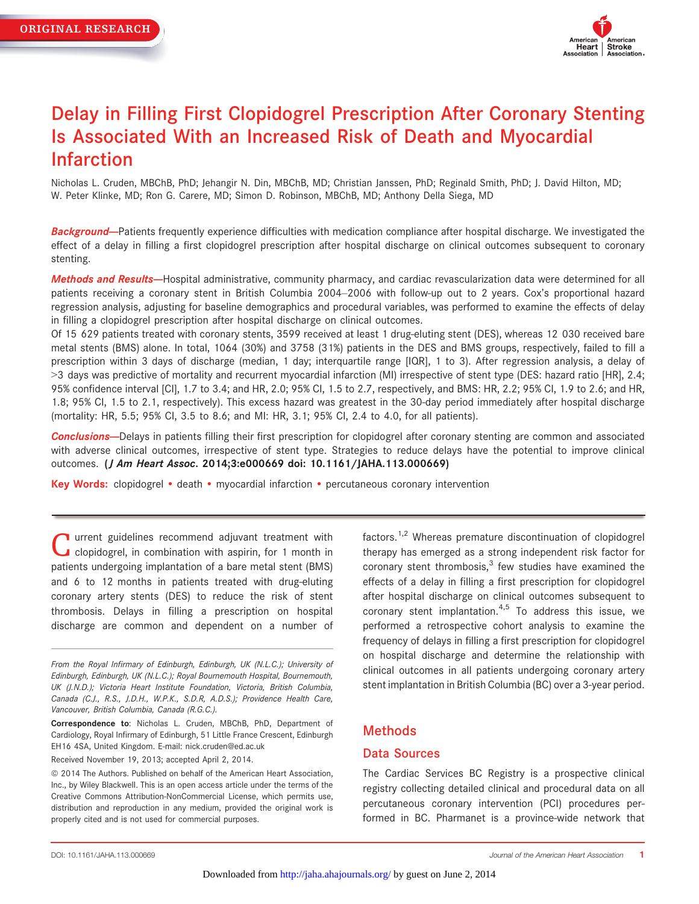# Delay in Filling First Clopidogrel Prescription After Coronary Stenting Is Associated With an Increased Risk of Death and Myocardial Infarction

Nicholas L. Cruden, MBChB, PhD; Jehangir N. Din, MBChB, MD; Christian Janssen, PhD; Reginald Smith, PhD; J. David Hilton, MD; W. Peter Klinke, MD; Ron G. Carere, MD; Simon D. Robinson, MBChB, MD; Anthony Della Siega, MD

***Background*—**Patients frequently experience difficulties with medication compliance after hospital discharge. We investigated the effect of a delay in filling a first clopidogrel prescription after hospital discharge on clinical outcomes subsequent to coronary stenting.

***Methods and Results*—**Hospital administrative, community pharmacy, and cardiac revascularization data were determined for all patients receiving a coronary stent in British Columbia 2004–2006 with follow-up out to 2 years. Cox's proportional hazard regression analysis, adjusting for baseline demographics and procedural variables, was performed to examine the effects of delay in filling a clopidogrel prescription after hospital discharge on clinical outcomes.
Of 15 629 patients treated with coronary stents, 3599 received at least 1 drug-eluting stent (DES), whereas 12 030 received bare metal stents (BMS) alone. In total, 1064 (30%) and 3758 (31%) patients in the DES and BMS groups, respectively, failed to fill a prescription within 3 days of discharge (median, 1 day; interquartile range [IQR], 1 to 3). After regression analysis, a delay of >3 days was predictive of mortality and recurrent myocardial infarction (MI) irrespective of stent type (DES: hazard ratio [HR], 2.4; 95% confidence interval [CI], 1.7 to 3.4; and HR, 2.0; 95% CI, 1.5 to 2.7, respectively, and BMS: HR, 2.2; 95% CI, 1.9 to 2.6; and HR, 1.8; 95% CI, 1.5 to 2.1, respectively). This excess hazard was greatest in the 30-day period immediately after hospital discharge (mortality: HR, 5.5; 95% CI, 3.5 to 8.6; and MI: HR, 3.1; 95% CI, 2.4 to 4.0, for all patients).

***Conclusions*—**Delays in patients filling their first prescription for clopidogrel after coronary stenting are common and associated with adverse clinical outcomes, irrespective of stent type. Strategies to reduce delays have the potential to improve clinical outcomes. **(*J Am Heart Assoc*. 2014;3:e000669 doi: 10.1161/JAHA.113.000669)**

**Key Words:** clopidogrel • death • myocardial infarction • percutaneous coronary intervention

Current guidelines recommend adjuvant treatment with clopidogrel, in combination with aspirin, for 1 month in patients undergoing implantation of a bare metal stent (BMS) and 6 to 12 months in patients treated with drug-eluting coronary artery stents (DES) to reduce the risk of stent thrombosis. Delays in filling a prescription on hospital discharge are common and dependent on a number of factors.[1,2] Whereas premature discontinuation of clopidogrel therapy has emerged as a strong independent risk factor for coronary stent thrombosis,[3] few studies have examined the effects of a delay in filling a first prescription for clopidogrel after hospital discharge on clinical outcomes subsequent to coronary stent implantation.[4,5] To address this issue, we performed a retrospective cohort analysis to examine the frequency of delays in filling a first prescription for clopidogrel on hospital discharge and determine the relationship with clinical outcomes in all patients undergoing coronary artery stent implantation in British Columbia (BC) over a 3-year period.

*From the Royal Infirmary of Edinburgh, Edinburgh, UK (N.L.C.); University of Edinburgh, Edinburgh, UK (N.L.C.); Royal Bournemouth Hospital, Bournemouth, UK (J.N.D.); Victoria Heart Institute Foundation, Victoria, British Columbia, Canada (C.J., R.S., J.D.H., W.P.K., S.D.R, A.D.S.); Providence Health Care, Vancouver, British Columbia, Canada (R.G.C.).*

**Correspondence to**: Nicholas L. Cruden, MBChB, PhD, Department of Cardiology, Royal Infirmary of Edinburgh, 51 Little France Crescent, Edinburgh EH16 4SA, United Kingdom. E-mail: nick.cruden@ed.ac.uk

Received November 19, 2013; accepted April 2, 2014.

© 2014 The Authors. Published on behalf of the American Heart Association, Inc., by Wiley Blackwell. This is an open access article under the terms of the Creative Commons Attribution-NonCommercial License, which permits use, distribution and reproduction in any medium, provided the original work is properly cited and is not used for commercial purposes.

## Methods

### Data Sources

The Cardiac Services BC Registry is a prospective clinical registry collecting detailed clinical and procedural data on all percutaneous coronary intervention (PCI) procedures performed in BC. Pharmanet is a province-wide network that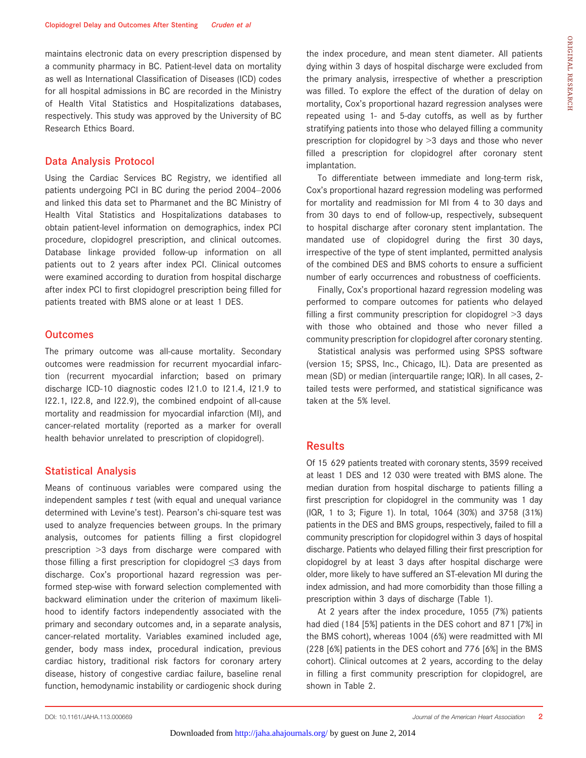maintains electronic data on every prescription dispensed by a community pharmacy in BC. Patient-level data on mortality as well as International Classification of Diseases (ICD) codes for all hospital admissions in BC are recorded in the Ministry of Health Vital Statistics and Hospitalizations databases, respectively. This study was approved by the University of BC Research Ethics Board.

### Data Analysis Protocol

Using the Cardiac Services BC Registry, we identified all patients undergoing PCI in BC during the period 2004–2006 and linked this data set to Pharmanet and the BC Ministry of Health Vital Statistics and Hospitalizations databases to obtain patient-level information on demographics, index PCI procedure, clopidogrel prescription, and clinical outcomes. Database linkage provided follow-up information on all patients out to 2 years after index PCI. Clinical outcomes were examined according to duration from hospital discharge after index PCI to first clopidogrel prescription being filled for patients treated with BMS alone or at least 1 DES.

### Outcomes

The primary outcome was all-cause mortality. Secondary outcomes were readmission for recurrent myocardial infarction (recurrent myocardial infarction; based on primary discharge ICD-10 diagnostic codes I21.0 to I21.4, I21.9 to I22.1, I22.8, and I22.9), the combined endpoint of all-cause mortality and readmission for myocardial infarction (MI), and cancer-related mortality (reported as a marker for overall health behavior unrelated to prescription of clopidogrel).

### Statistical Analysis

Means of continuous variables were compared using the independent samples *t* test (with equal and unequal variance determined with Levine's test). Pearson's chi-square test was used to analyze frequencies between groups. In the primary analysis, outcomes for patients filling a first clopidogrel prescription >3 days from discharge were compared with those filling a first prescription for clopidogrel ≤3 days from discharge. Cox's proportional hazard regression was performed step-wise with forward selection complemented with backward elimination under the criterion of maximum likelihood to identify factors independently associated with the primary and secondary outcomes and, in a separate analysis, cancer-related mortality. Variables examined included age, gender, body mass index, procedural indication, previous cardiac history, traditional risk factors for coronary artery disease, history of congestive cardiac failure, baseline renal function, hemodynamic instability or cardiogenic shock during the index procedure, and mean stent diameter. All patients dying within 3 days of hospital discharge were excluded from the primary analysis, irrespective of whether a prescription was filled. To explore the effect of the duration of delay on mortality, Cox's proportional hazard regression analyses were repeated using 1- and 5-day cutoffs, as well as by further stratifying patients into those who delayed filling a community prescription for clopidogrel by >3 days and those who never filled a prescription for clopidogrel after coronary stent implantation.

To differentiate between immediate and long-term risk, Cox's proportional hazard regression modeling was performed for mortality and readmission for MI from 4 to 30 days and from 30 days to end of follow-up, respectively, subsequent to hospital discharge after coronary stent implantation. The mandated use of clopidogrel during the first 30 days, irrespective of the type of stent implanted, permitted analysis of the combined DES and BMS cohorts to ensure a sufficient number of early occurrences and robustness of coefficients.

Finally, Cox's proportional hazard regression modeling was performed to compare outcomes for patients who delayed filling a first community prescription for clopidogrel >3 days with those who obtained and those who never filled a community prescription for clopidogrel after coronary stenting.

Statistical analysis was performed using SPSS software (version 15; SPSS, Inc., Chicago, IL). Data are presented as mean (SD) or median (interquartile range; IQR). In all cases, 2-tailed tests were performed, and statistical significance was taken at the 5% level.

## Results

Of 15 629 patients treated with coronary stents, 3599 received at least 1 DES and 12 030 were treated with BMS alone. The median duration from hospital discharge to patients filling a first prescription for clopidogrel in the community was 1 day (IQR, 1 to 3; Figure 1). In total, 1064 (30%) and 3758 (31%) patients in the DES and BMS groups, respectively, failed to fill a community prescription for clopidogrel within 3 days of hospital discharge. Patients who delayed filling their first prescription for clopidogrel by at least 3 days after hospital discharge were older, more likely to have suffered an ST-elevation MI during the index admission, and had more comorbidity than those filling a prescription within 3 days of discharge (Table 1).

At 2 years after the index procedure, 1055 (7%) patients had died (184 [5%] patients in the DES cohort and 871 [7%] in the BMS cohort), whereas 1004 (6%) were readmitted with MI (228 [6%] patients in the DES cohort and 776 [6%] in the BMS cohort). Clinical outcomes at 2 years, according to the delay in filling a first community prescription for clopidogrel, are shown in Table 2.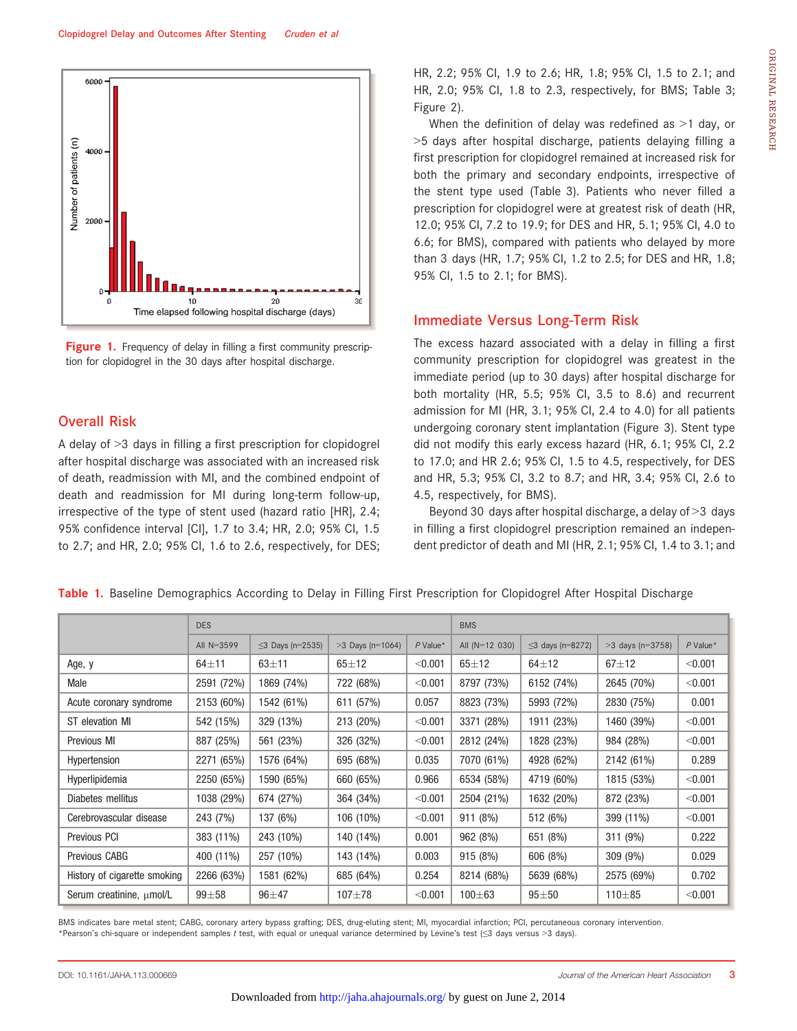Figure 1. Frequency of delay in filling a first community prescription for clopidogrel in the 30 days after hospital discharge.

## Overall Risk

A delay of >3 days in filling a first prescription for clopidogrel after hospital discharge was associated with an increased risk of death, readmission with MI, and the combined endpoint of death and readmission for MI during long-term follow-up, irrespective of the type of stent used (hazard ratio [HR], 2.4; 95% confidence interval [CI], 1.7 to 3.4; HR, 2.0; 95% CI, 1.5 to 2.7; and HR, 2.0; 95% CI, 1.6 to 2.6, respectively, for DES; HR, 2.2; 95% CI, 1.9 to 2.6; HR, 1.8; 95% CI, 1.5 to 2.1; and HR, 2.0; 95% CI, 1.8 to 2.3, respectively, for BMS; Table 3; Figure 2).

When the definition of delay was redefined as >1 day, or >5 days after hospital discharge, patients delaying filling a first prescription for clopidogrel remained at increased risk for both the primary and secondary endpoints, irrespective of the stent type used (Table 3). Patients who never filled a prescription for clopidogrel were at greatest risk of death (HR, 12.0; 95% CI, 7.2 to 19.9; for DES and HR, 5.1; 95% CI, 4.0 to 6.6; for BMS), compared with patients who delayed by more than 3 days (HR, 1.7; 95% CI, 1.2 to 2.5; for DES and HR, 1.8; 95% CI, 1.5 to 2.1; for BMS).

## Immediate Versus Long-Term Risk

The excess hazard associated with a delay in filling a first community prescription for clopidogrel was greatest in the immediate period (up to 30 days) after hospital discharge for both mortality (HR, 5.5; 95% CI, 3.5 to 8.6) and recurrent admission for MI (HR, 3.1; 95% CI, 2.4 to 4.0) for all patients undergoing coronary stent implantation (Figure 3). Stent type did not modify this early excess hazard (HR, 6.1; 95% CI, 2.2 to 17.0; and HR 2.6; 95% CI, 1.5 to 4.5, respectively, for DES and HR, 5.3; 95% CI, 3.2 to 8.7; and HR, 3.4; 95% CI, 2.6 to 4.5, respectively, for BMS).

Beyond 30 days after hospital discharge, a delay of >3 days in filling a first clopidogrel prescription remained an independent predictor of death and MI (HR, 2.1; 95% CI, 1.4 to 3.1; and

**Table 1.** Baseline Demographics According to Delay in Filling First Prescription for Clopidogrel After Hospital Discharge

| | DES | | | | BMS | | | |
|---|---|---|---|---|---|---|---|---|
| | All N=3599 | ≤3 Days (n=2535) | >3 Days (n=1064) | *P* Value* | All (N=12 030) | ≤3 days (n=8272) | >3 days (n=3758) | *P* Value* |
| Age, y | 64±11 | 63±11 | 65±12 | <0.001 | 65±12 | 64±12 | 67±12 | <0.001 |
| Male | 2591 (72%) | 1869 (74%) | 722 (68%) | <0.001 | 8797 (73%) | 6152 (74%) | 2645 (70%) | <0.001 |
| Acute coronary syndrome | 2153 (60%) | 1542 (61%) | 611 (57%) | 0.057 | 8823 (73%) | 5993 (72%) | 2830 (75%) | 0.001 |
| ST elevation MI | 542 (15%) | 329 (13%) | 213 (20%) | <0.001 | 3371 (28%) | 1911 (23%) | 1460 (39%) | <0.001 |
| Previous MI | 887 (25%) | 561 (23%) | 326 (32%) | <0.001 | 2812 (24%) | 1828 (23%) | 984 (28%) | <0.001 |
| Hypertension | 2271 (65%) | 1576 (64%) | 695 (68%) | 0.035 | 7070 (61%) | 4928 (62%) | 2142 (61%) | 0.289 |
| Hyperlipidemia | 2250 (65%) | 1590 (65%) | 660 (65%) | 0.966 | 6534 (58%) | 4719 (60%) | 1815 (53%) | <0.001 |
| Diabetes mellitus | 1038 (29%) | 674 (27%) | 364 (34%) | <0.001 | 2504 (21%) | 1632 (20%) | 872 (23%) | <0.001 |
| Cerebrovascular disease | 243 (7%) | 137 (6%) | 106 (10%) | <0.001 | 911 (8%) | 512 (6%) | 399 (11%) | <0.001 |
| Previous PCI | 383 (11%) | 243 (10%) | 140 (14%) | 0.001 | 962 (8%) | 651 (8%) | 311 (9%) | 0.222 |
| Previous CABG | 400 (11%) | 257 (10%) | 143 (14%) | 0.003 | 915 (8%) | 606 (8%) | 309 (9%) | 0.029 |
| History of cigarette smoking | 2266 (63%) | 1581 (62%) | 685 (64%) | 0.254 | 8214 (68%) | 5639 (68%) | 2575 (69%) | 0.702 |
| Serum creatinine, μmol/L | 99±58 | 96±47 | 107±78 | <0.001 | 100±63 | 95±50 | 110±85 | <0.001 |

BMS indicates bare metal stent; CABG, coronary artery bypass grafting; DES, drug-eluting stent; MI, myocardial infarction; PCI, percutaneous coronary intervention.
*Pearson's chi-square or independent samples *t* test, with equal or unequal variance determined by Levine's test (≤3 days versus >3 days).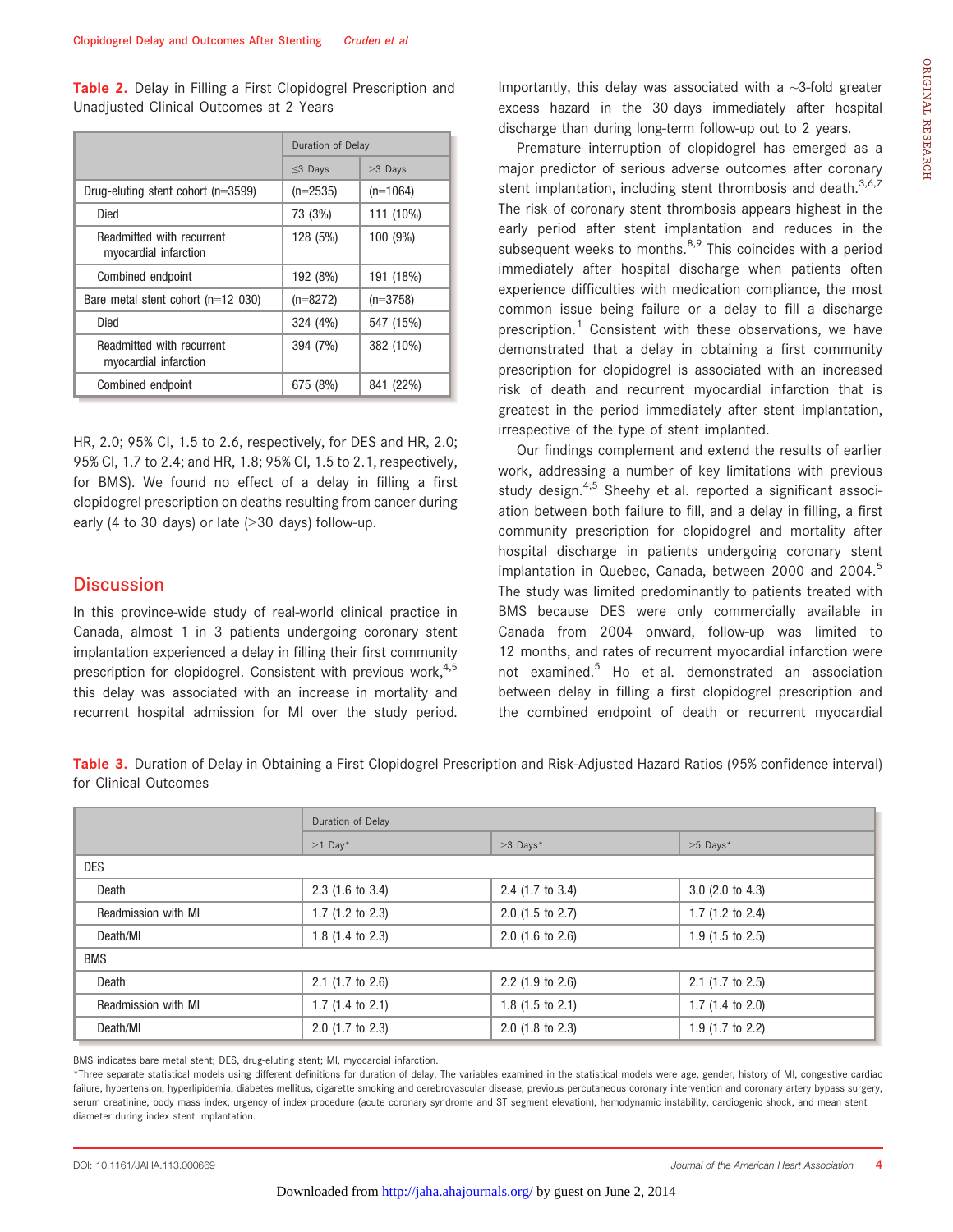**Table 2.** Delay in Filling a First Clopidogrel Prescription and Unadjusted Clinical Outcomes at 2 Years

| | Duration of Delay | |
|---|---|---|
| | ≤3 Days | >3 Days |
| Drug-eluting stent cohort (n=3599) | (n=2535) | (n=1064) |
| Died | 73 (3%) | 111 (10%) |
| Readmitted with recurrent myocardial infarction | 128 (5%) | 100 (9%) |
| Combined endpoint | 192 (8%) | 191 (18%) |
| Bare metal stent cohort (n=12 030) | (n=8272) | (n=3758) |
| Died | 324 (4%) | 547 (15%) |
| Readmitted with recurrent myocardial infarction | 394 (7%) | 382 (10%) |
| Combined endpoint | 675 (8%) | 841 (22%) |

HR, 2.0; 95% CI, 1.5 to 2.6, respectively, for DES and HR, 2.0; 95% CI, 1.7 to 2.4; and HR, 1.8; 95% CI, 1.5 to 2.1, respectively, for BMS). We found no effect of a delay in filling a first clopidogrel prescription on deaths resulting from cancer during early (4 to 30 days) or late (>30 days) follow-up.

## Discussion

In this province-wide study of real-world clinical practice in Canada, almost 1 in 3 patients undergoing coronary stent implantation experienced a delay in filling their first community prescription for clopidogrel. Consistent with previous work,[4,5] this delay was associated with an increase in mortality and recurrent hospital admission for MI over the study period. Importantly, this delay was associated with a ~3-fold greater excess hazard in the 30 days immediately after hospital discharge than during long-term follow-up out to 2 years.

Premature interruption of clopidogrel has emerged as a major predictor of serious adverse outcomes after coronary stent implantation, including stent thrombosis and death.[3,6,7] The risk of coronary stent thrombosis appears highest in the early period after stent implantation and reduces in the subsequent weeks to months.[8,9] This coincides with a period immediately after hospital discharge when patients often experience difficulties with medication compliance, the most common issue being failure or a delay to fill a discharge prescription.[1] Consistent with these observations, we have demonstrated that a delay in obtaining a first community prescription for clopidogrel is associated with an increased risk of death and recurrent myocardial infarction that is greatest in the period immediately after stent implantation, irrespective of the type of stent implanted.

Our findings complement and extend the results of earlier work, addressing a number of key limitations with previous study design.[4,5] Sheehy et al. reported a significant association between both failure to fill, and a delay in filling, a first community prescription for clopidogrel and mortality after hospital discharge in patients undergoing coronary stent implantation in Quebec, Canada, between 2000 and 2004.[5] The study was limited predominantly to patients treated with BMS because DES were only commercially available in Canada from 2004 onward, follow-up was limited to 12 months, and rates of recurrent myocardial infarction were not examined.[5] Ho et al. demonstrated an association between delay in filling a first clopidogrel prescription and the combined endpoint of death or recurrent myocardial

**Table 3.** Duration of Delay in Obtaining a First Clopidogrel Prescription and Risk-Adjusted Hazard Ratios (95% confidence interval) for Clinical Outcomes

| | Duration of Delay | | |
|---|---|---|---|
| | >1 Day* | >3 Days* | >5 Days* |
| DES | | | |
| Death | 2.3 (1.6 to 3.4) | 2.4 (1.7 to 3.4) | 3.0 (2.0 to 4.3) |
| Readmission with MI | 1.7 (1.2 to 2.3) | 2.0 (1.5 to 2.7) | 1.7 (1.2 to 2.4) |
| Death/MI | 1.8 (1.4 to 2.3) | 2.0 (1.6 to 2.6) | 1.9 (1.5 to 2.5) |
| BMS | | | |
| Death | 2.1 (1.7 to 2.6) | 2.2 (1.9 to 2.6) | 2.1 (1.7 to 2.5) |
| Readmission with MI | 1.7 (1.4 to 2.1) | 1.8 (1.5 to 2.1) | 1.7 (1.4 to 2.0) |
| Death/MI | 2.0 (1.7 to 2.3) | 2.0 (1.8 to 2.3) | 1.9 (1.7 to 2.2) |

BMS indicates bare metal stent; DES, drug-eluting stent; MI, myocardial infarction.

*Three separate statistical models using different definitions for duration of delay. The variables examined in the statistical models were age, gender, history of MI, congestive cardiac failure, hypertension, hyperlipidemia, diabetes mellitus, cigarette smoking and cerebrovascular disease, previous percutaneous coronary intervention and coronary artery bypass surgery, serum creatinine, body mass index, urgency of index procedure (acute coronary syndrome and ST segment elevation), hemodynamic instability, cardiogenic shock, and mean stent diameter during index stent implantation.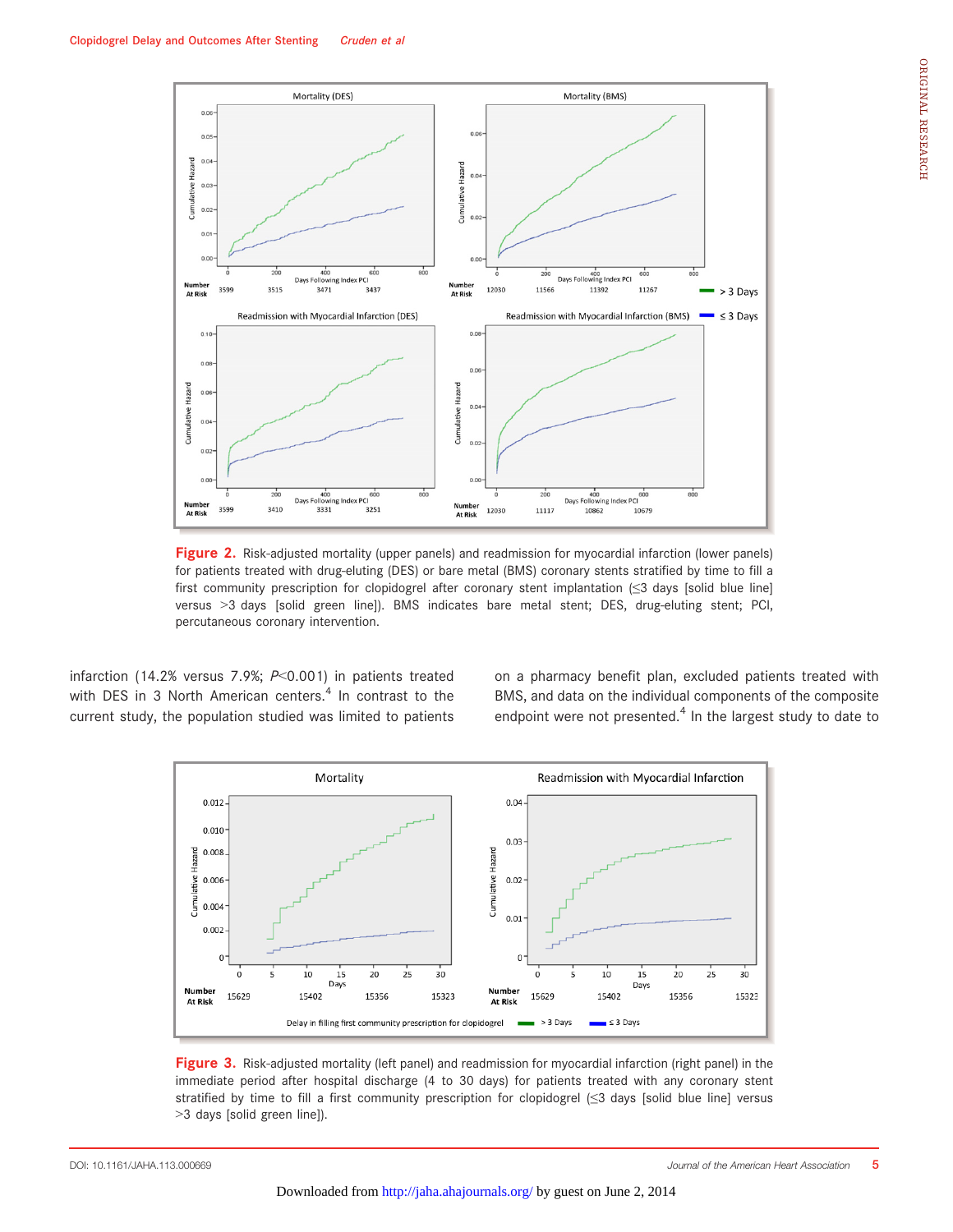Figure 2. Risk-adjusted mortality (upper panels) and readmission for myocardial infarction (lower panels) for patients treated with drug-eluting (DES) or bare metal (BMS) coronary stents stratified by time to fill a first community prescription for clopidogrel after coronary stent implantation (≤3 days [solid blue line] versus >3 days [solid green line]). BMS indicates bare metal stent; DES, drug-eluting stent; PCI, percutaneous coronary intervention.

infarction (14.2% versus 7.9%; $P<0.001$) in patients treated with DES in 3 North American centers.[4] In contrast to the current study, the population studied was limited to patients on a pharmacy benefit plan, excluded patients treated with BMS, and data on the individual components of the composite endpoint were not presented.[4] In the largest study to date to

Figure 3. Risk-adjusted mortality (left panel) and readmission for myocardial infarction (right panel) in the immediate period after hospital discharge (4 to 30 days) for patients treated with any coronary stent stratified by time to fill a first community prescription for clopidogrel (≤3 days [solid blue line] versus >3 days [solid green line]).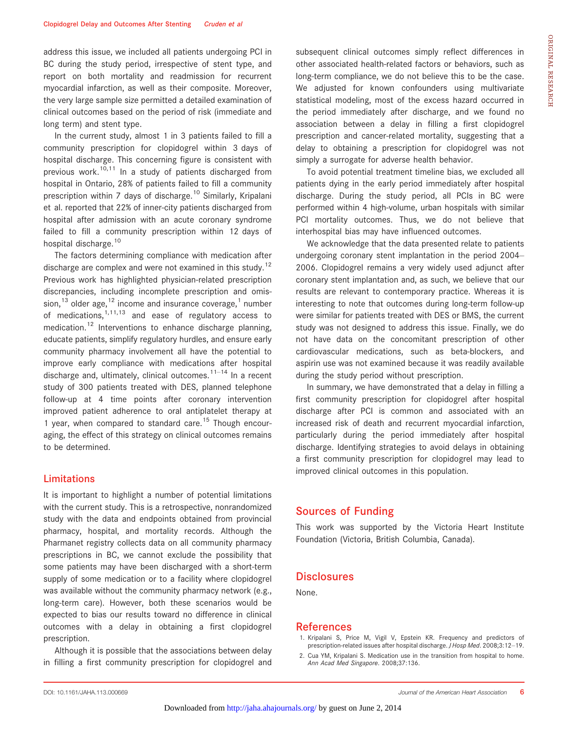address this issue, we included all patients undergoing PCI in BC during the study period, irrespective of stent type, and report on both mortality and readmission for recurrent myocardial infarction, as well as their composite. Moreover, the very large sample size permitted a detailed examination of clinical outcomes based on the period of risk (immediate and long term) and stent type.

In the current study, almost 1 in 3 patients failed to fill a community prescription for clopidogrel within 3 days of hospital discharge. This concerning figure is consistent with previous work.[10,11] In a study of patients discharged from hospital in Ontario, 28% of patients failed to fill a community prescription within 7 days of discharge.[10] Similarly, Kripalani et al. reported that 22% of inner-city patients discharged from hospital after admission with an acute coronary syndrome failed to fill a community prescription within 12 days of hospital discharge.[10]

The factors determining compliance with medication after discharge are complex and were not examined in this study.[12] Previous work has highlighted physician-related prescription discrepancies, including incomplete prescription and omission,[13] older age,[12] income and insurance coverage,[1] number of medications,[1,11,13] and ease of regulatory access to medication.[12] Interventions to enhance discharge planning, educate patients, simplify regulatory hurdles, and ensure early community pharmacy involvement all have the potential to improve early compliance with medications after hospital discharge and, ultimately, clinical outcomes.[11–14] In a recent study of 300 patients treated with DES, planned telephone follow-up at 4 time points after coronary intervention improved patient adherence to oral antiplatelet therapy at 1 year, when compared to standard care.[15] Though encouraging, the effect of this strategy on clinical outcomes remains to be determined.

## Limitations

It is important to highlight a number of potential limitations with the current study. This is a retrospective, nonrandomized study with the data and endpoints obtained from provincial pharmacy, hospital, and mortality records. Although the Pharmanet registry collects data on all community pharmacy prescriptions in BC, we cannot exclude the possibility that some patients may have been discharged with a short-term supply of some medication or to a facility where clopidogrel was available without the community pharmacy network (e.g., long-term care). However, both these scenarios would be expected to bias our results toward no difference in clinical outcomes with a delay in obtaining a first clopidogrel prescription.

Although it is possible that the associations between delay in filling a first community prescription for clopidogrel and subsequent clinical outcomes simply reflect differences in other associated health-related factors or behaviors, such as long-term compliance, we do not believe this to be the case. We adjusted for known confounders using multivariate statistical modeling, most of the excess hazard occurred in the period immediately after discharge, and we found no association between a delay in filling a first clopidogrel prescription and cancer-related mortality, suggesting that a delay to obtaining a prescription for clopidogrel was not simply a surrogate for adverse health behavior.

To avoid potential treatment timeline bias, we excluded all patients dying in the early period immediately after hospital discharge. During the study period, all PCIs in BC were performed within 4 high-volume, urban hospitals with similar PCI mortality outcomes. Thus, we do not believe that interhospital bias may have influenced outcomes.

We acknowledge that the data presented relate to patients undergoing coronary stent implantation in the period 2004–2006. Clopidogrel remains a very widely used adjunct after coronary stent implantation and, as such, we believe that our results are relevant to contemporary practice. Whereas it is interesting to note that outcomes during long-term follow-up were similar for patients treated with DES or BMS, the current study was not designed to address this issue. Finally, we do not have data on the concomitant prescription of other cardiovascular medications, such as beta-blockers, and aspirin use was not examined because it was readily available during the study period without prescription.

In summary, we have demonstrated that a delay in filling a first community prescription for clopidogrel after hospital discharge after PCI is common and associated with an increased risk of death and recurrent myocardial infarction, particularly during the period immediately after hospital discharge. Identifying strategies to avoid delays in obtaining a first community prescription for clopidogrel may lead to improved clinical outcomes in this population.

## Sources of Funding

This work was supported by the Victoria Heart Institute Foundation (Victoria, British Columbia, Canada).

## Disclosures

None.

## References

1. Kripalani S, Price M, Vigil V, Epstein KR. Frequency and predictors of prescription-related issues after hospital discharge. *J Hosp Med*. 2008;3:12–19.
2. Cua YM, Kripalani S. Medication use in the transition from hospital to home. *Ann Acad Med Singapore*. 2008;37:136.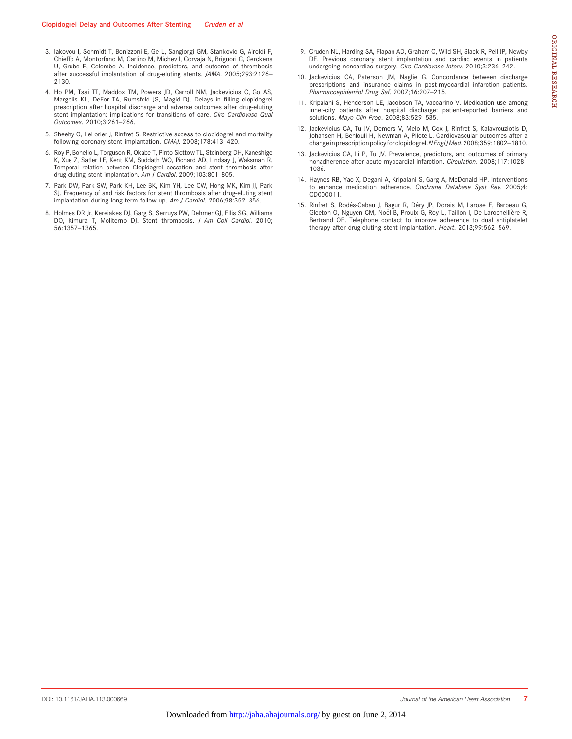3. Iakovou I, Schmidt T, Bonizzoni E, Ge L, Sangiorgi GM, Stankovic G, Airoldi F, Chieffo A, Montorfano M, Carlino M, Michev I, Corvaja N, Briguori C, Gerckens U, Grube E, Colombo A. Incidence, predictors, and outcome of thrombosis after successful implantation of drug-eluting stents. *JAMA*. 2005;293:2126–2130.

4. Ho PM, Tsai TT, Maddox TM, Powers JD, Carroll NM, Jackevicius C, Go AS, Margolis KL, DeFor TA, Rumsfeld JS, Magid DJ. Delays in filling clopidogrel prescription after hospital discharge and adverse outcomes after drug-eluting stent implantation: implications for transitions of care. *Circ Cardiovasc Qual Outcomes*. 2010;3:261–266.

5. Sheehy O, LeLorier J, Rinfret S. Restrictive access to clopidogrel and mortality following coronary stent implantation. *CMAJ*. 2008;178:413–420.

6. Roy P, Bonello L, Torguson R, Okabe T, Pinto Slottow TL, Steinberg DH, Kaneshige K, Xue Z, Satler LF, Kent KM, Suddath WO, Pichard AD, Lindsay J, Waksman R. Temporal relation between Clopidogrel cessation and stent thrombosis after drug-eluting stent implantation. *Am J Cardiol*. 2009;103:801–805.

7. Park DW, Park SW, Park KH, Lee BK, Kim YH, Lee CW, Hong MK, Kim JJ, Park SJ. Frequency of and risk factors for stent thrombosis after drug-eluting stent implantation during long-term follow-up. *Am J Cardiol*. 2006;98:352–356.

8. Holmes DR Jr, Kereiakes DJ, Garg S, Serruys PW, Dehmer GJ, Ellis SG, Williams DO, Kimura T, Moliterno DJ. Stent thrombosis. *J Am Coll Cardiol*. 2010; 56:1357–1365.

9. Cruden NL, Harding SA, Flapan AD, Graham C, Wild SH, Slack R, Pell JP, Newby DE. Previous coronary stent implantation and cardiac events in patients undergoing noncardiac surgery. *Circ Cardiovasc Interv*. 2010;3:236–242.

10. Jackevicius CA, Paterson JM, Naglie G. Concordance between discharge prescriptions and insurance claims in post-myocardial infarction patients. *Pharmacoepidemiol Drug Saf*. 2007;16:207–215.

11. Kripalani S, Henderson LE, Jacobson TA, Vaccarino V. Medication use among inner-city patients after hospital discharge: patient-reported barriers and solutions. *Mayo Clin Proc*. 2008;83:529–535.

12. Jackevicius CA, Tu JV, Demers V, Melo M, Cox J, Rinfret S, Kalavrouziotis D, Johansen H, Behlouli H, Newman A, Pilote L. Cardiovascular outcomes after a change in prescription policy for clopidogrel. *N Engl J Med*. 2008;359:1802–1810.

13. Jackevicius CA, Li P, Tu JV. Prevalence, predictors, and outcomes of primary nonadherence after acute myocardial infarction. *Circulation*. 2008;117:1028–1036.

14. Haynes RB, Yao X, Degani A, Kripalani S, Garg A, McDonald HP. Interventions to enhance medication adherence. *Cochrane Database Syst Rev*. 2005;4: CD000011.

15. Rinfret S, Rodés-Cabau J, Bagur R, Déry JP, Dorais M, Larose E, Barbeau G, Gleeton O, Nguyen CM, Noël B, Proulx G, Roy L, Taillon I, De Larochellière R, Bertrand OF. Telephone contact to improve adherence to dual antiplatelet therapy after drug-eluting stent implantation. *Heart*. 2013;99:562–569.